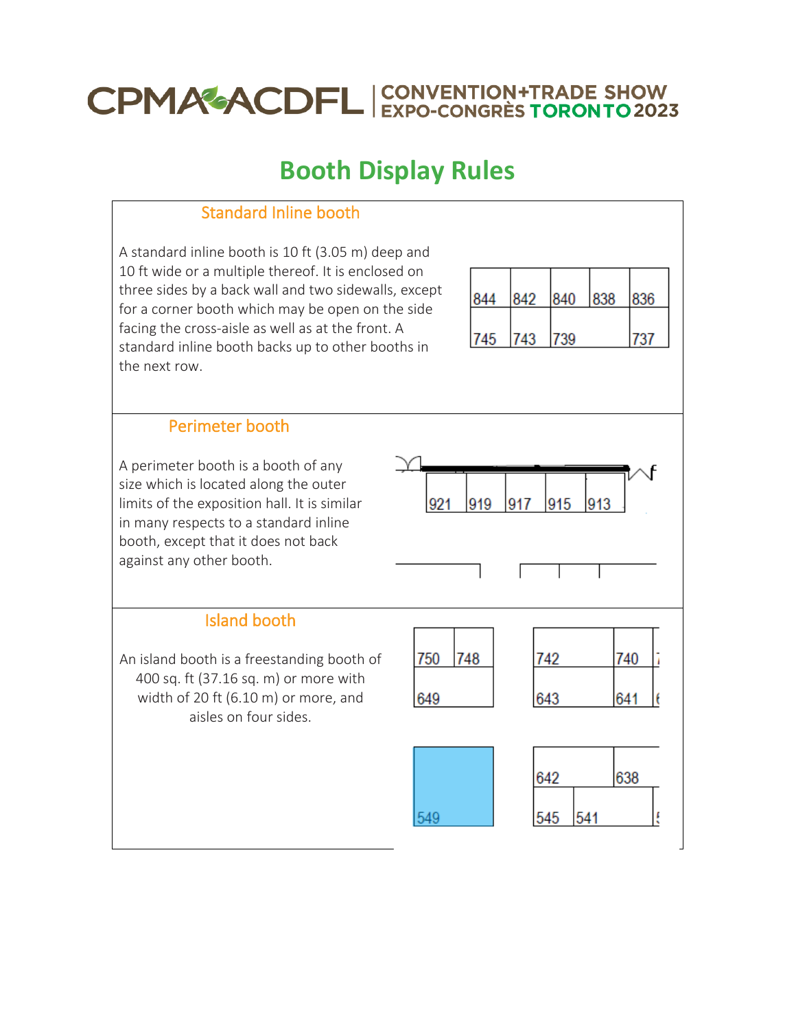# CPMA ACDFL | CONVENTION+TRADE SHOW EXPO-CONGRÈS TORONTO 2023

## Booth Display Rules

### Standard Inline booth

A standard inline booth is 10 ft (3.05 m) deep and 10 ft wide or a multiple thereof. It is enclosed on three sides by a back wall and two sidewalls, except for a corner booth which may be open on the side facing the cross-aisle as well as at the front. A standard inline booth backs up to other booths in the next row.

| 844 | 842 | 840 | 838 | 836 |
|---|---|---|---|---|
| 745 | 743 | 739 | | 737 |

### Perimeter booth

A perimeter booth is a booth of any size which is located along the outer limits of the exposition hall. It is similar in many respects to a standard inline booth, except that it does not back against any other booth.

| 921 | 919 | 917 | 915 | 913 |
|---|---|---|---|---|

### Island booth

An island booth is a freestanding booth of 400 sq. ft (37.16 sq. m) or more with width of 20 ft (6.10 m) or more, and aisles on four sides.

| 750 | 748 |
|---|---|
| 649 | |

| 742 | 740 |
|---|---|
| 643 | 641 |

| 549 |
|---|

| 642 | 638 |
|---|---|
| 545 | 541 |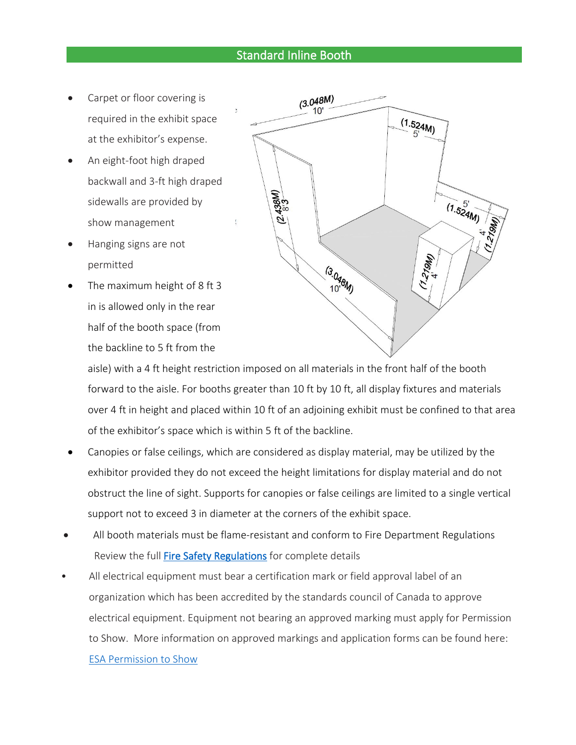## Standard Inline Booth

- Carpet or floor covering is required in the exhibit space at the exhibitor's expense.
- An eight-foot high draped backwall and 3-ft high draped sidewalls are provided by show management
- Hanging signs are not permitted
- The maximum height of 8 ft 3 in is allowed only in the rear half of the booth space (from the backline to 5 ft from the aisle) with a 4 ft height restriction imposed on all materials in the front half of the booth forward to the aisle. For booths greater than 10 ft by 10 ft, all display fixtures and materials over 4 ft in height and placed within 10 ft of an adjoining exhibit must be confined to that area of the exhibitor's space which is within 5 ft of the backline.
- Canopies or false ceilings, which are considered as display material, may be utilized by the exhibitor provided they do not exceed the height limitations for display material and do not obstruct the line of sight. Supports for canopies or false ceilings are limited to a single vertical support not to exceed 3 in diameter at the corners of the exhibit space.
- All booth materials must be flame-resistant and conform to Fire Department Regulations Review the full [Fire Safety Regulations]() for complete details
- All electrical equipment must bear a certification mark or field approval label of an organization which has been accredited by the standards council of Canada to approve electrical equipment. Equipment not bearing an approved marking must apply for Permission to Show. More information on approved markings and application forms can be found here: [ESA Permission to Show]()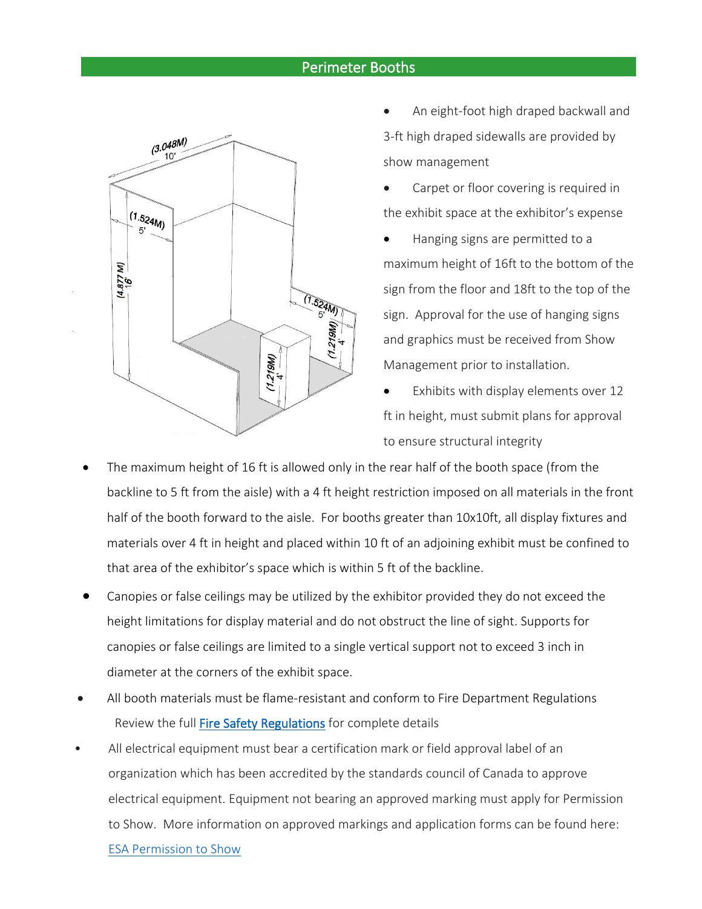## Perimeter Booths

- An eight-foot high draped backwall and 3-ft high draped sidewalls are provided by show management
- Carpet or floor covering is required in the exhibit space at the exhibitor's expense
- Hanging signs are permitted to a maximum height of 16ft to the bottom of the sign from the floor and 18ft to the top of the sign. Approval for the use of hanging signs and graphics must be received from Show Management prior to installation.
- Exhibits with display elements over 12 ft in height, must submit plans for approval to ensure structural integrity
- The maximum height of 16 ft is allowed only in the rear half of the booth space (from the backline to 5 ft from the aisle) with a 4 ft height restriction imposed on all materials in the front half of the booth forward to the aisle. For booths greater than 10x10ft, all display fixtures and materials over 4 ft in height and placed within 10 ft of an adjoining exhibit must be confined to that area of the exhibitor's space which is within 5 ft of the backline.
- Canopies or false ceilings may be utilized by the exhibitor provided they do not exceed the height limitations for display material and do not obstruct the line of sight. Supports for canopies or false ceilings are limited to a single vertical support not to exceed 3 inch in diameter at the corners of the exhibit space.
- All booth materials must be flame-resistant and conform to Fire Department Regulations
  Review the full Fire Safety Regulations for complete details
- All electrical equipment must bear a certification mark or field approval label of an organization which has been accredited by the standards council of Canada to approve electrical equipment. Equipment not bearing an approved marking must apply for Permission to Show. More information on approved markings and application forms can be found here: ESA Permission to Show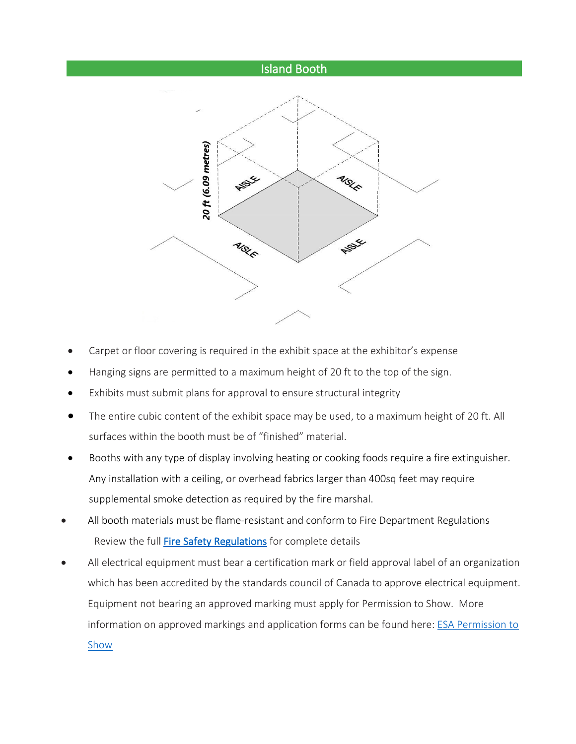## Island Booth

20 ft (6.09 metres)

AISLE

AISLE

AISLE

AISLE

- Carpet or floor covering is required in the exhibit space at the exhibitor's expense
- Hanging signs are permitted to a maximum height of 20 ft to the top of the sign.
- Exhibits must submit plans for approval to ensure structural integrity
- The entire cubic content of the exhibit space may be used, to a maximum height of 20 ft. All surfaces within the booth must be of "finished" material.
- Booths with any type of display involving heating or cooking foods require a fire extinguisher. Any installation with a ceiling, or overhead fabrics larger than 400sq feet may require supplemental smoke detection as required by the fire marshal.
- All booth materials must be flame-resistant and conform to Fire Department Regulations
  Review the full Fire Safety Regulations for complete details
- All electrical equipment must bear a certification mark or field approval label of an organization which has been accredited by the standards council of Canada to approve electrical equipment. Equipment not bearing an approved marking must apply for Permission to Show. More information on approved markings and application forms can be found here: ESA Permission to Show